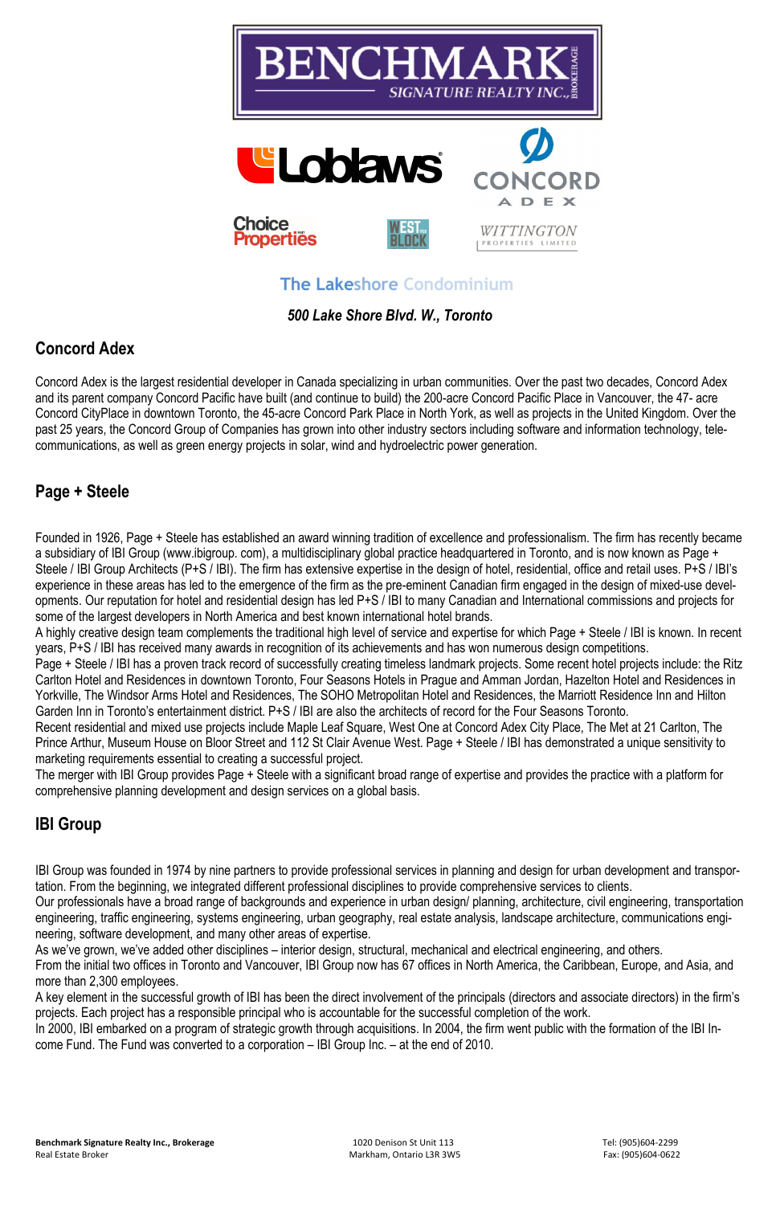BENCHMARK SIGNATURE REALTY INC., BROKERAGE

Loblaws

CONCORD ADEX

Choice Properties

WEST BLOCK

WITTINGTON PROPERTIES LIMITED

# The Lakeshore Condominium

***500 Lake Shore Blvd. W., Toronto***

## Concord Adex

Concord Adex is the largest residential developer in Canada specializing in urban communities. Over the past two decades, Concord Adex and its parent company Concord Pacific have built (and continue to build) the 200-acre Concord Pacific Place in Vancouver, the 47- acre Concord CityPlace in downtown Toronto, the 45-acre Concord Park Place in North York, as well as projects in the United Kingdom. Over the past 25 years, the Concord Group of Companies has grown into other industry sectors including software and information technology, tele-communications, as well as green energy projects in solar, wind and hydroelectric power generation.

## Page + Steele

Founded in 1926, Page + Steele has established an award winning tradition of excellence and professionalism. The firm has recently became a subsidiary of IBI Group (www.ibigroup. com), a multidisciplinary global practice headquartered in Toronto, and is now known as Page + Steele / IBI Group Architects (P+S / IBI). The firm has extensive expertise in the design of hotel, residential, office and retail uses. P+S / IBI's experience in these areas has led to the emergence of the firm as the pre-eminent Canadian firm engaged in the design of mixed-use devel-opments. Our reputation for hotel and residential design has led P+S / IBI to many Canadian and International commissions and projects for some of the largest developers in North America and best known international hotel brands.

A highly creative design team complements the traditional high level of service and expertise for which Page + Steele / IBI is known. In recent years, P+S / IBI has received many awards in recognition of its achievements and has won numerous design competitions.

Page + Steele / IBI has a proven track record of successfully creating timeless landmark projects. Some recent hotel projects include: the Ritz Carlton Hotel and Residences in downtown Toronto, Four Seasons Hotels in Prague and Amman Jordan, Hazelton Hotel and Residences in Yorkville, The Windsor Arms Hotel and Residences, The SOHO Metropolitan Hotel and Residences, the Marriott Residence Inn and Hilton Garden Inn in Toronto's entertainment district. P+S / IBI are also the architects of record for the Four Seasons Toronto.

Recent residential and mixed use projects include Maple Leaf Square, West One at Concord Adex City Place, The Met at 21 Carlton, The Prince Arthur, Museum House on Bloor Street and 112 St Clair Avenue West. Page + Steele / IBI has demonstrated a unique sensitivity to marketing requirements essential to creating a successful project.

The merger with IBI Group provides Page + Steele with a significant broad range of expertise and provides the practice with a platform for comprehensive planning development and design services on a global basis.

## IBI Group

IBI Group was founded in 1974 by nine partners to provide professional services in planning and design for urban development and transpor-tation. From the beginning, we integrated different professional disciplines to provide comprehensive services to clients.

Our professionals have a broad range of backgrounds and experience in urban design/ planning, architecture, civil engineering, transportation engineering, traffic engineering, systems engineering, urban geography, real estate analysis, landscape architecture, communications engi-neering, software development, and many other areas of expertise.

As we've grown, we've added other disciplines – interior design, structural, mechanical and electrical engineering, and others.

From the initial two offices in Toronto and Vancouver, IBI Group now has 67 offices in North America, the Caribbean, Europe, and Asia, and more than 2,300 employees.

A key element in the successful growth of IBI has been the direct involvement of the principals (directors and associate directors) in the firm's projects. Each project has a responsible principal who is accountable for the successful completion of the work.

In 2000, IBI embarked on a program of strategic growth through acquisitions. In 2004, the firm went public with the formation of the IBI In-come Fund. The Fund was converted to a corporation – IBI Group Inc. – at the end of 2010.

**Benchmark Signature Realty Inc., Brokerage**
Real Estate Broker

1020 Denison St Unit 113
Markham, Ontario L3R 3W5

Tel: (905)604-2299
Fax: (905)604-0622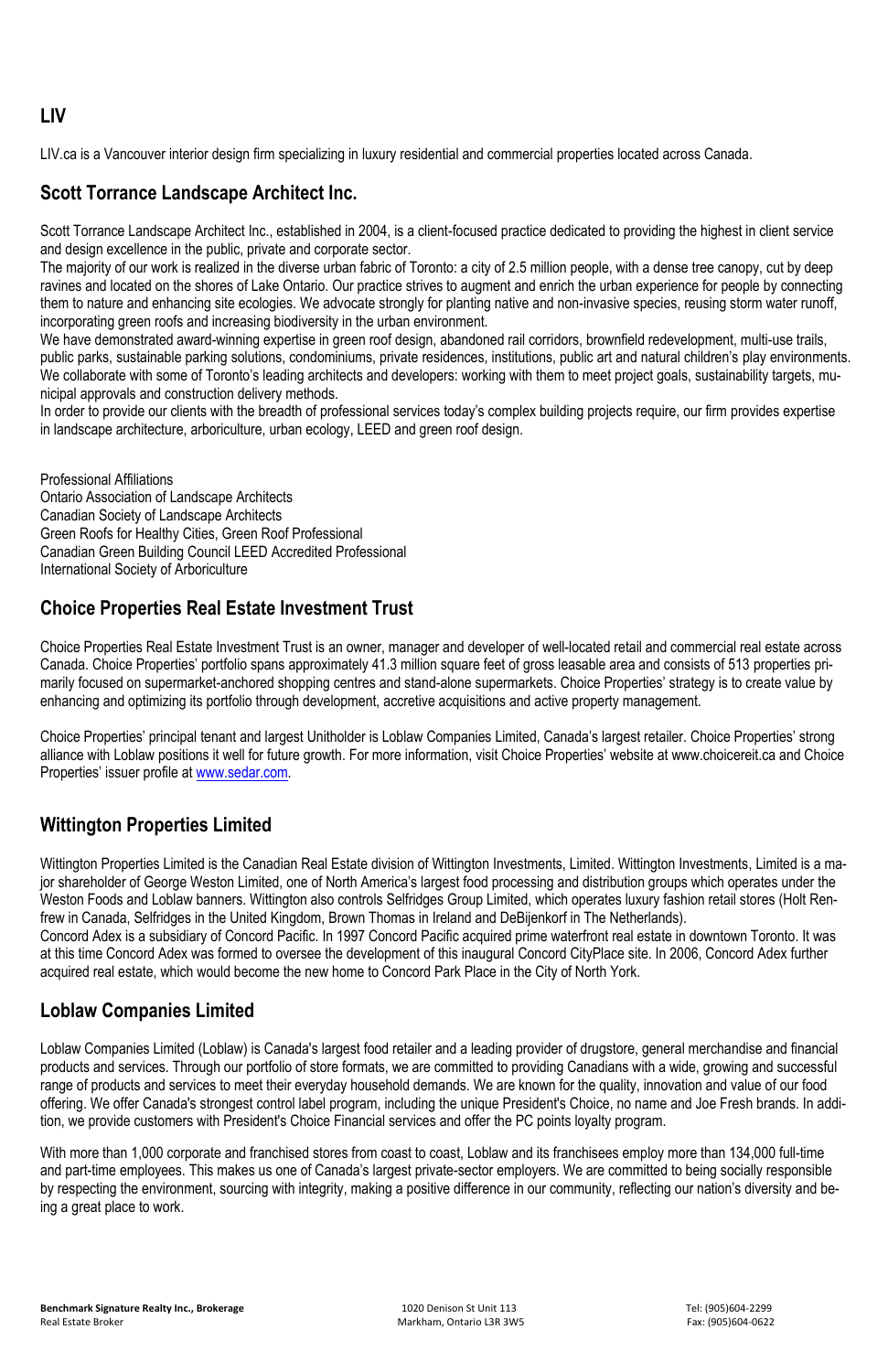## LIV

LIV.ca is a Vancouver interior design firm specializing in luxury residential and commercial properties located across Canada.

## Scott Torrance Landscape Architect Inc.

Scott Torrance Landscape Architect Inc., established in 2004, is a client-focused practice dedicated to providing the highest in client service and design excellence in the public, private and corporate sector.
The majority of our work is realized in the diverse urban fabric of Toronto: a city of 2.5 million people, with a dense tree canopy, cut by deep ravines and located on the shores of Lake Ontario. Our practice strives to augment and enrich the urban experience for people by connecting them to nature and enhancing site ecologies. We advocate strongly for planting native and non-invasive species, reusing storm water runoff, incorporating green roofs and increasing biodiversity in the urban environment.
We have demonstrated award-winning expertise in green roof design, abandoned rail corridors, brownfield redevelopment, multi-use trails, public parks, sustainable parking solutions, condominiums, private residences, institutions, public art and natural children's play environments. We collaborate with some of Toronto's leading architects and developers: working with them to meet project goals, sustainability targets, municipal approvals and construction delivery methods.
In order to provide our clients with the breadth of professional services today's complex building projects require, our firm provides expertise in landscape architecture, arboriculture, urban ecology, LEED and green roof design.

Professional Affiliations
Ontario Association of Landscape Architects
Canadian Society of Landscape Architects
Green Roofs for Healthy Cities, Green Roof Professional
Canadian Green Building Council LEED Accredited Professional
International Society of Arboriculture

## Choice Properties Real Estate Investment Trust

Choice Properties Real Estate Investment Trust is an owner, manager and developer of well-located retail and commercial real estate across Canada. Choice Properties' portfolio spans approximately 41.3 million square feet of gross leasable area and consists of 513 properties primarily focused on supermarket-anchored shopping centres and stand-alone supermarkets. Choice Properties' strategy is to create value by enhancing and optimizing its portfolio through development, accretive acquisitions and active property management.

Choice Properties' principal tenant and largest Unitholder is Loblaw Companies Limited, Canada's largest retailer. Choice Properties' strong alliance with Loblaw positions it well for future growth. For more information, visit Choice Properties' website at www.choicereit.ca and Choice Properties' issuer profile at www.sedar.com.

## Wittington Properties Limited

Wittington Properties Limited is the Canadian Real Estate division of Wittington Investments, Limited. Wittington Investments, Limited is a major shareholder of George Weston Limited, one of North America's largest food processing and distribution groups which operates under the Weston Foods and Loblaw banners. Wittington also controls Selfridges Group Limited, which operates luxury fashion retail stores (Holt Renfrew in Canada, Selfridges in the United Kingdom, Brown Thomas in Ireland and DeBijenkorf in The Netherlands).
Concord Adex is a subsidiary of Concord Pacific. In 1997 Concord Pacific acquired prime waterfront real estate in downtown Toronto. It was at this time Concord Adex was formed to oversee the development of this inaugural Concord CityPlace site. In 2006, Concord Adex further acquired real estate, which would become the new home to Concord Park Place in the City of North York.

## Loblaw Companies Limited

Loblaw Companies Limited (Loblaw) is Canada's largest food retailer and a leading provider of drugstore, general merchandise and financial products and services. Through our portfolio of store formats, we are committed to providing Canadians with a wide, growing and successful range of products and services to meet their everyday household demands. We are known for the quality, innovation and value of our food offering. We offer Canada's strongest control label program, including the unique President's Choice, no name and Joe Fresh brands. In addition, we provide customers with President's Choice Financial services and offer the PC points loyalty program.

With more than 1,000 corporate and franchised stores from coast to coast, Loblaw and its franchisees employ more than 134,000 full-time and part-time employees. This makes us one of Canada's largest private-sector employers. We are committed to being socially responsible by respecting the environment, sourcing with integrity, making a positive difference in our community, reflecting our nation's diversity and being a great place to work.